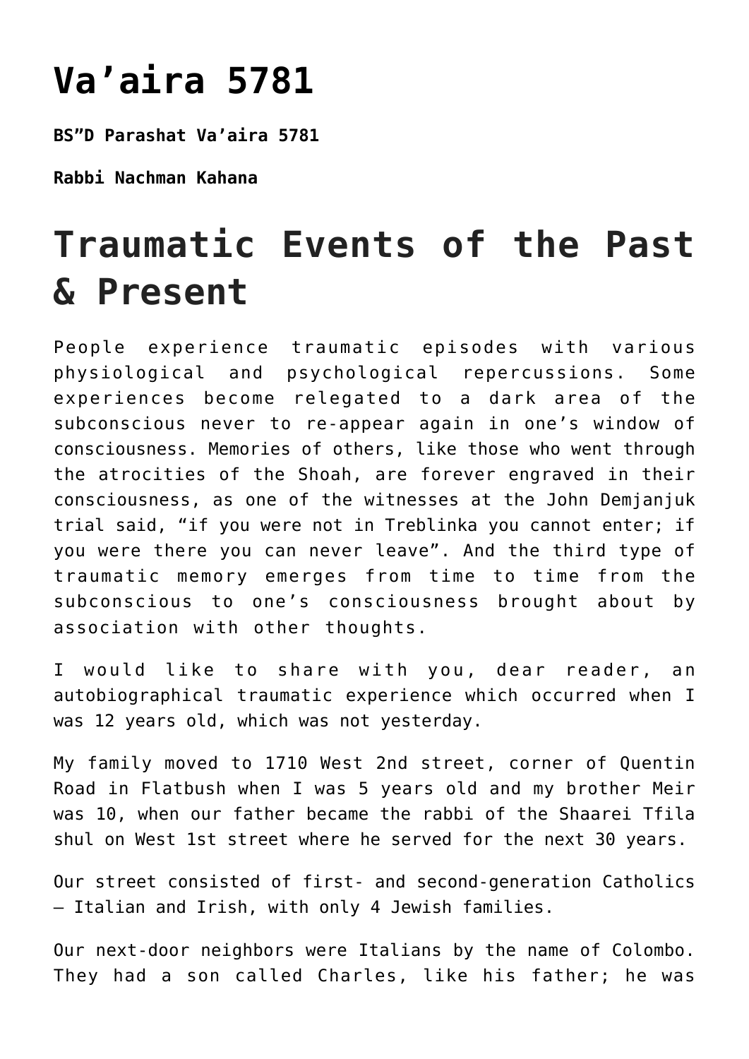# Va'aira 5781

**BS"D Parashat Va'aira 5781**

**Rabbi Nachman Kahana**

# Traumatic Events of the Past & Present

People experience traumatic episodes with various physiological and psychological repercussions. Some experiences become relegated to a dark area of the subconscious never to re-appear again in one's window of consciousness. Memories of others, like those who went through the atrocities of the Shoah, are forever engraved in their consciousness, as one of the witnesses at the John Demjanjuk trial said, "if you were not in Treblinka you cannot enter; if you were there you can never leave". And the third type of traumatic memory emerges from time to time from the subconscious to one's consciousness brought about by association with other thoughts.

I would like to share with you, dear reader, an autobiographical traumatic experience which occurred when I was 12 years old, which was not yesterday.

My family moved to 1710 West 2nd street, corner of Quentin Road in Flatbush when I was 5 years old and my brother Meir was 10, when our father became the rabbi of the Shaarei Tfila shul on West 1st street where he served for the next 30 years.

Our street consisted of first- and second-generation Catholics – Italian and Irish, with only 4 Jewish families.

Our next-door neighbors were Italians by the name of Colombo. They had a son called Charles, like his father; he was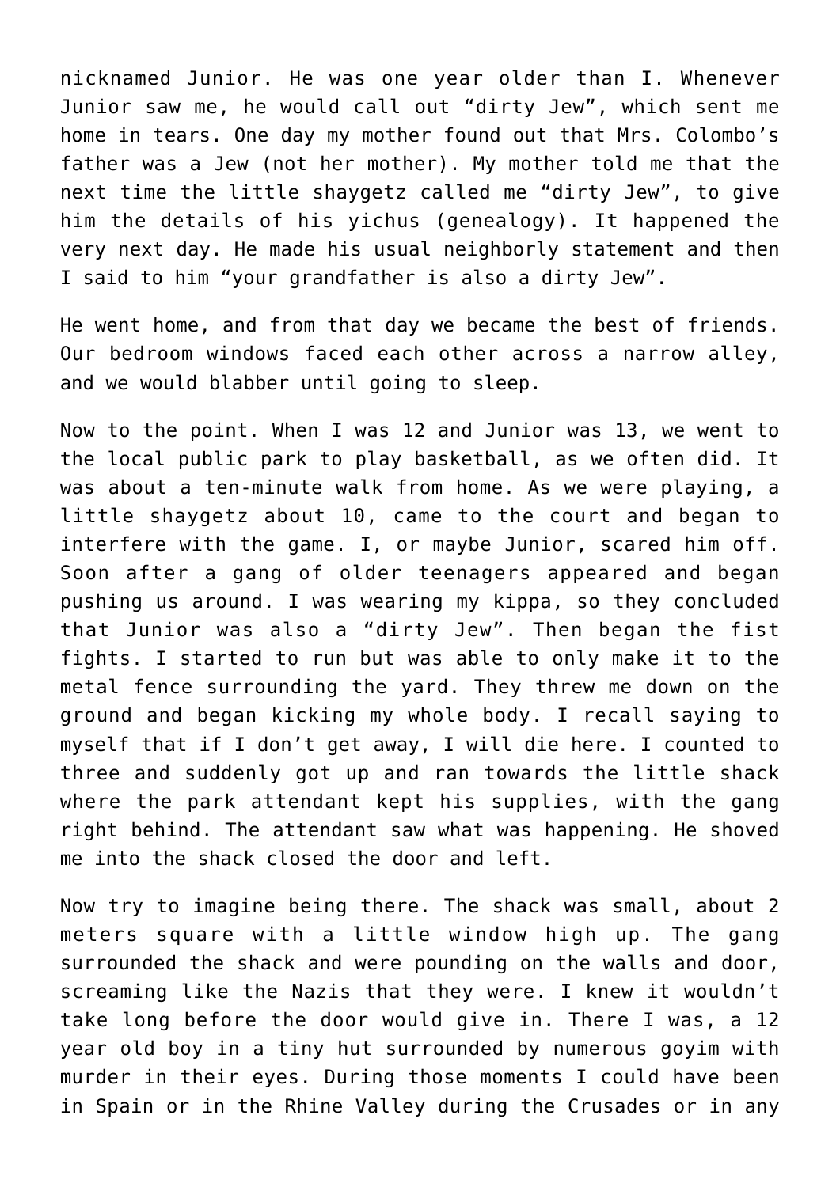nicknamed Junior. He was one year older than I. Whenever Junior saw me, he would call out "dirty Jew", which sent me home in tears. One day my mother found out that Mrs. Colombo's father was a Jew (not her mother). My mother told me that the next time the little shaygetz called me "dirty Jew", to give him the details of his yichus (genealogy). It happened the very next day. He made his usual neighborly statement and then I said to him "your grandfather is also a dirty Jew".

He went home, and from that day we became the best of friends. Our bedroom windows faced each other across a narrow alley, and we would blabber until going to sleep.

Now to the point. When I was 12 and Junior was 13, we went to the local public park to play basketball, as we often did. It was about a ten-minute walk from home. As we were playing, a little shaygetz about 10, came to the court and began to interfere with the game. I, or maybe Junior, scared him off. Soon after a gang of older teenagers appeared and began pushing us around. I was wearing my kippa, so they concluded that Junior was also a "dirty Jew". Then began the fist fights. I started to run but was able to only make it to the metal fence surrounding the yard. They threw me down on the ground and began kicking my whole body. I recall saying to myself that if I don't get away, I will die here. I counted to three and suddenly got up and ran towards the little shack where the park attendant kept his supplies, with the gang right behind. The attendant saw what was happening. He shoved me into the shack closed the door and left.

Now try to imagine being there. The shack was small, about 2 meters square with a little window high up. The gang surrounded the shack and were pounding on the walls and door, screaming like the Nazis that they were. I knew it wouldn't take long before the door would give in. There I was, a 12 year old boy in a tiny hut surrounded by numerous goyim with murder in their eyes. During those moments I could have been in Spain or in the Rhine Valley during the Crusades or in any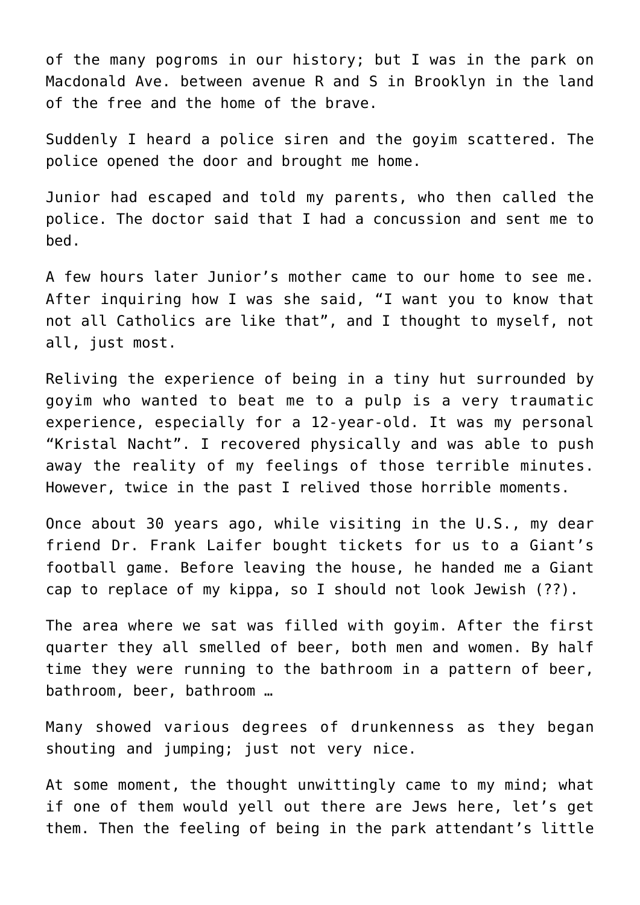of the many pogroms in our history; but I was in the park on Macdonald Ave. between avenue R and S in Brooklyn in the land of the free and the home of the brave.

Suddenly I heard a police siren and the goyim scattered. The police opened the door and brought me home.

Junior had escaped and told my parents, who then called the police. The doctor said that I had a concussion and sent me to bed.

A few hours later Junior's mother came to our home to see me. After inquiring how I was she said, "I want you to know that not all Catholics are like that", and I thought to myself, not all, just most.

Reliving the experience of being in a tiny hut surrounded by goyim who wanted to beat me to a pulp is a very traumatic experience, especially for a 12-year-old. It was my personal "Kristal Nacht". I recovered physically and was able to push away the reality of my feelings of those terrible minutes. However, twice in the past I relived those horrible moments.

Once about 30 years ago, while visiting in the U.S., my dear friend Dr. Frank Laifer bought tickets for us to a Giant's football game. Before leaving the house, he handed me a Giant cap to replace of my kippa, so I should not look Jewish (??).

The area where we sat was filled with goyim. After the first quarter they all smelled of beer, both men and women. By half time they were running to the bathroom in a pattern of beer, bathroom, beer, bathroom …

Many showed various degrees of drunkenness as they began shouting and jumping; just not very nice.

At some moment, the thought unwittingly came to my mind; what if one of them would yell out there are Jews here, let's get them. Then the feeling of being in the park attendant's little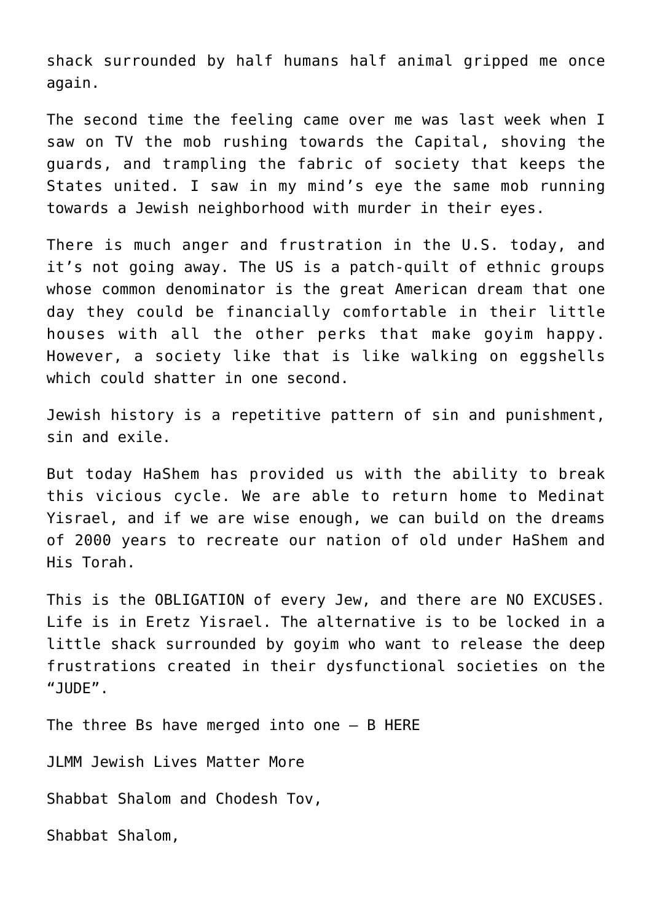shack surrounded by half humans half animal gripped me once again.

The second time the feeling came over me was last week when I saw on TV the mob rushing towards the Capital, shoving the guards, and trampling the fabric of society that keeps the States united. I saw in my mind's eye the same mob running towards a Jewish neighborhood with murder in their eyes.

There is much anger and frustration in the U.S. today, and it's not going away. The US is a patch-quilt of ethnic groups whose common denominator is the great American dream that one day they could be financially comfortable in their little houses with all the other perks that make goyim happy. However, a society like that is like walking on eggshells which could shatter in one second.

Jewish history is a repetitive pattern of sin and punishment, sin and exile.

But today HaShem has provided us with the ability to break this vicious cycle. We are able to return home to Medinat Yisrael, and if we are wise enough, we can build on the dreams of 2000 years to recreate our nation of old under HaShem and His Torah.

This is the OBLIGATION of every Jew, and there are NO EXCUSES. Life is in Eretz Yisrael. The alternative is to be locked in a little shack surrounded by goyim who want to release the deep frustrations created in their dysfunctional societies on the "JUDE".

The three Bs have merged into one – B HERE

JLMM Jewish Lives Matter More

Shabbat Shalom and Chodesh Tov,

Shabbat Shalom,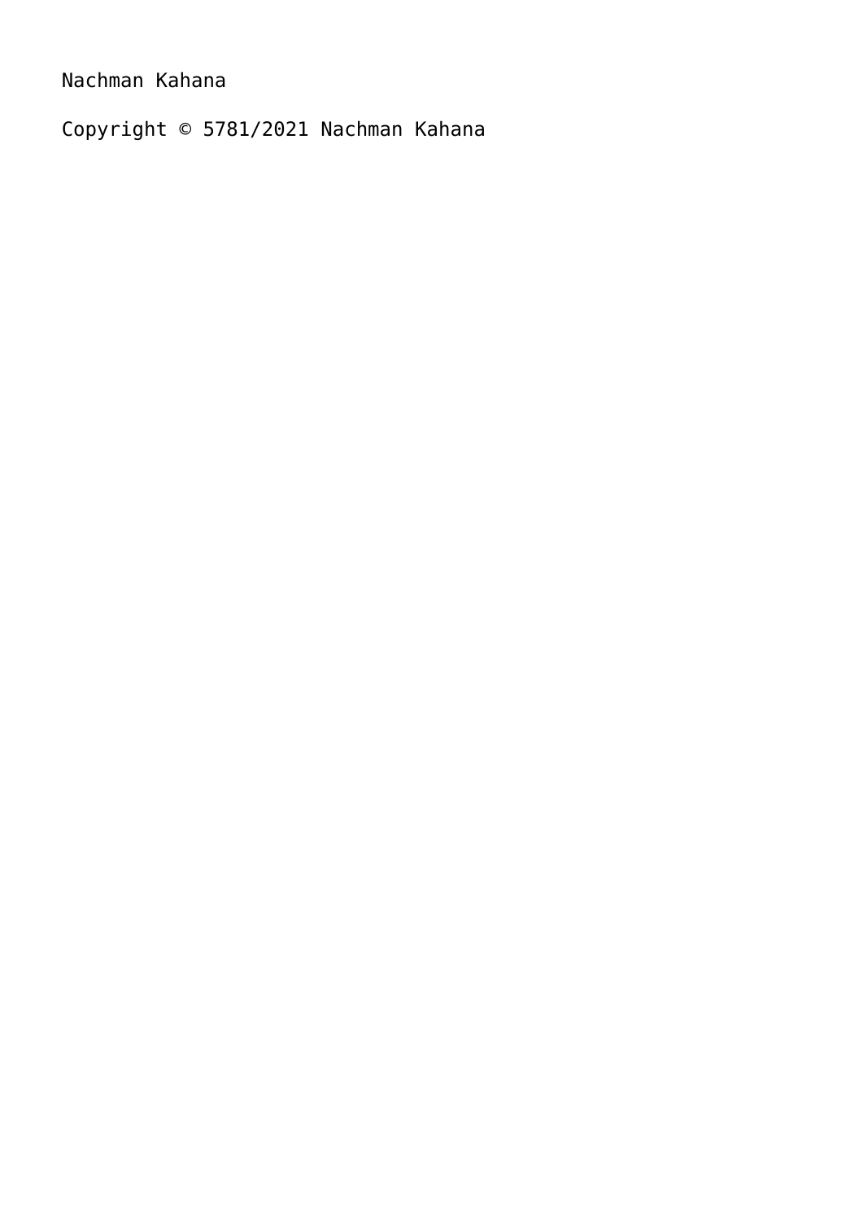Nachman Kahana

Copyright © 5781/2021 Nachman Kahana